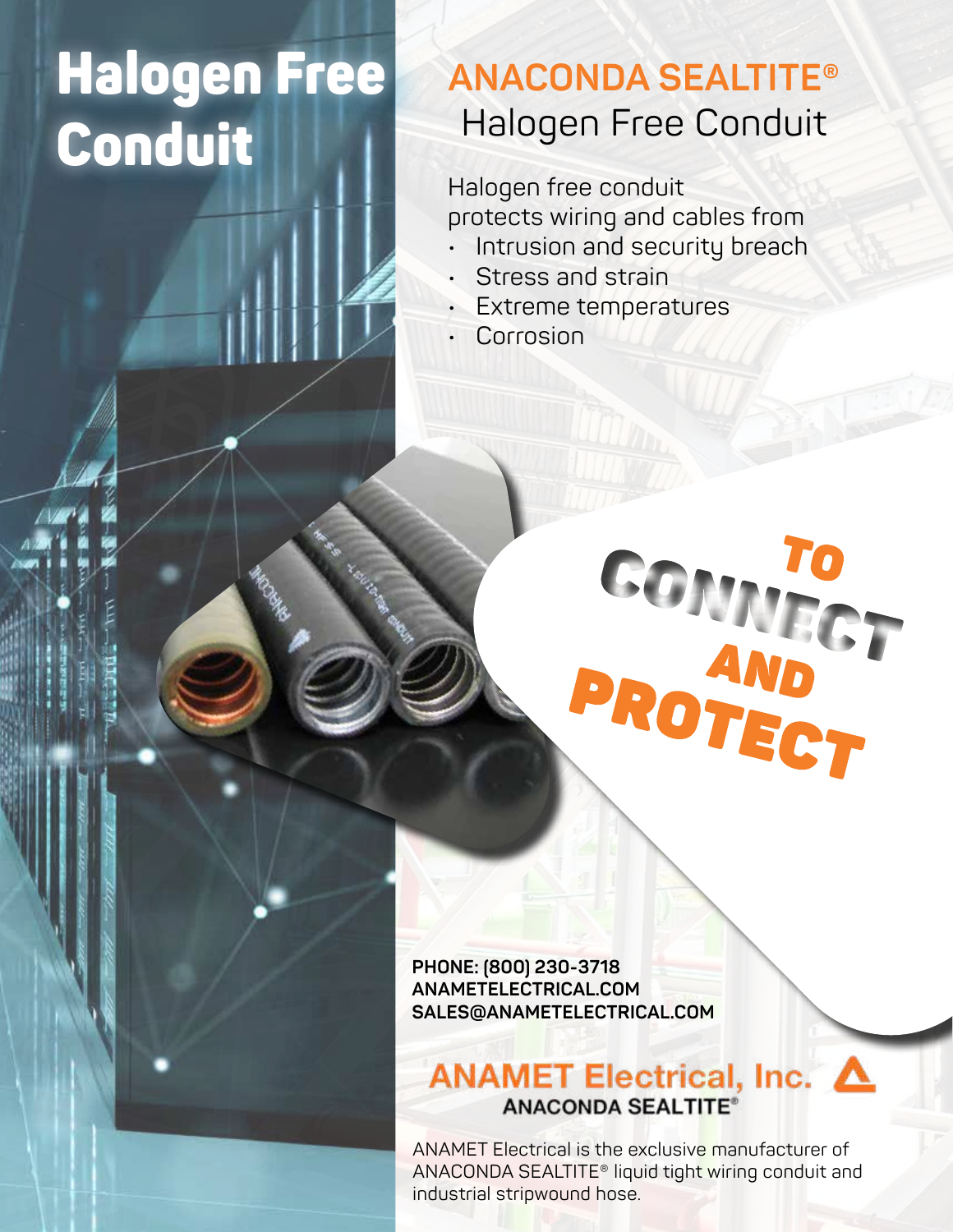# Halogen Free Conduit

## ANACONDA SEALTITE®
## Halogen Free Conduit

Halogen free conduit protects wiring and cables from

- Intrusion and security breach
- Stress and strain
- Extreme temperatures
- Corrosion

TO CONNECT AND PROTECT

**PHONE: (800) 230-3718**
**ANAMETELECTRICAL.COM**
**SALES@ANAMETELECTRICAL.COM**

**ANAMET Electrical, Inc.**
**ANACONDA SEALTITE®**

ANAMET Electrical is the exclusive manufacturer of ANACONDA SEALTITE® liquid tight wiring conduit and industrial stripwound hose.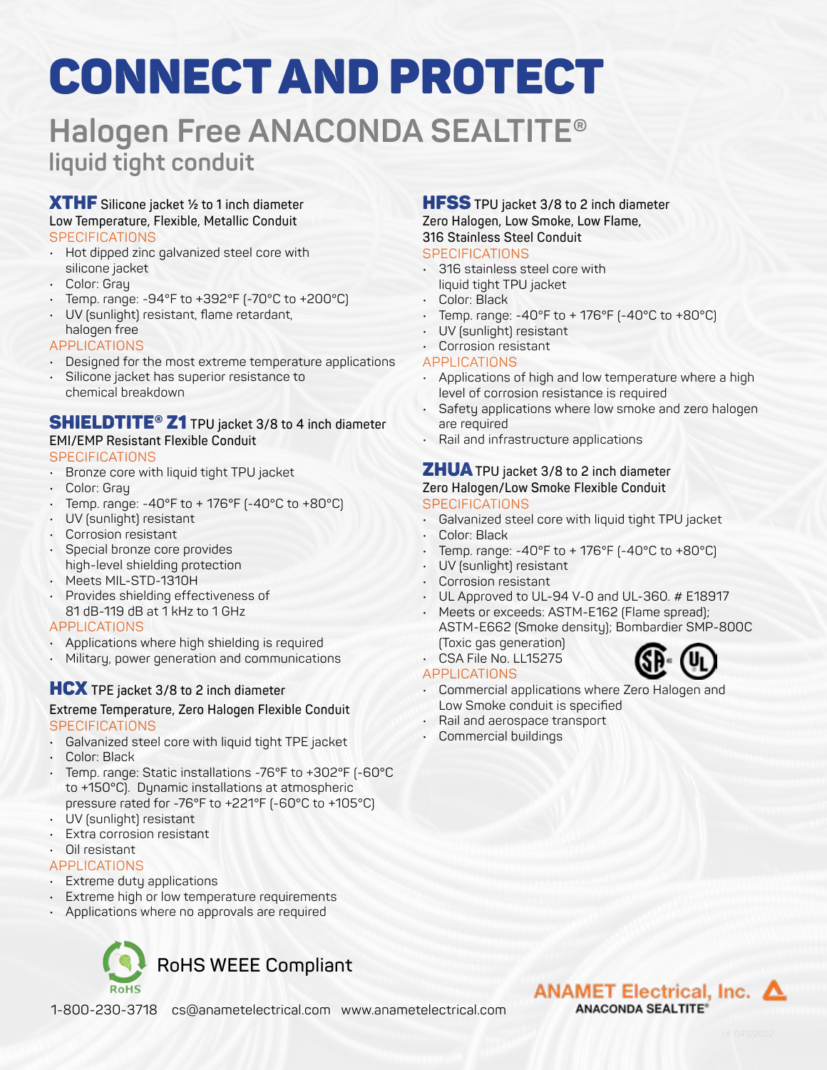# CONNECT AND PROTECT

## Halogen Free ANACONDA SEALTITE®

### liquid tight conduit

### XTHF Silicone jacket ½ to 1 inch diameter

Low Temperature, Flexible, Metallic Conduit

SPECIFICATIONS

- Hot dipped zinc galvanized steel core with silicone jacket
- Color: Gray
- Temp. range: -94°F to +392°F (-70°C to +200°C)
- UV (sunlight) resistant, flame retardant, halogen free

APPLICATIONS

- Designed for the most extreme temperature applications
- Silicone jacket has superior resistance to chemical breakdown

### SHIELDTITE® Z1 TPU jacket 3/8 to 4 inch diameter

EMI/EMP Resistant Flexible Conduit

SPECIFICATIONS

- Bronze core with liquid tight TPU jacket
- Color: Gray
- Temp. range: -40°F to + 176°F (-40°C to +80°C)
- UV (sunlight) resistant
- Corrosion resistant
- Special bronze core provides high-level shielding protection
- Meets MIL-STD-1310H
- Provides shielding effectiveness of 81 dB-119 dB at 1 kHz to 1 GHz

APPLICATIONS

- Applications where high shielding is required
- Military, power generation and communications

### HCX TPE jacket 3/8 to 2 inch diameter

Extreme Temperature, Zero Halogen Flexible Conduit

SPECIFICATIONS

- Galvanized steel core with liquid tight TPE jacket
- Color: Black
- Temp. range: Static installations -76°F to +302°F (-60°C to +150°C). Dynamic installations at atmospheric pressure rated for -76°F to +221°F (-60°C to +105°C)
- UV (sunlight) resistant
- Extra corrosion resistant
- Oil resistant

APPLICATIONS

- Extreme duty applications
- Extreme high or low temperature requirements
- Applications where no approvals are required

### HFSS TPU jacket 3/8 to 2 inch diameter

Zero Halogen, Low Smoke, Low Flame, 316 Stainless Steel Conduit

SPECIFICATIONS

- 316 stainless steel core with liquid tight TPU jacket
- Color: Black
- Temp. range: -40°F to + 176°F (-40°C to +80°C)
- UV (sunlight) resistant
- Corrosion resistant

APPLICATIONS

- Applications of high and low temperature where a high level of corrosion resistance is required
- Safety applications where low smoke and zero halogen are required
- Rail and infrastructure applications

### ZHUA TPU jacket 3/8 to 2 inch diameter

Zero Halogen/Low Smoke Flexible Conduit

SPECIFICATIONS

- Galvanized steel core with liquid tight TPU jacket
- Color: Black
- Temp. range: -40°F to + 176°F (-40°C to +80°C)
- UV (sunlight) resistant
- Corrosion resistant
- UL Approved to UL-94 V-0 and UL-360. # E18917
- Meets or exceeds: ASTM-E162 (Flame spread); ASTM-E662 (Smoke density); Bombardier SMP-800C (Toxic gas generation)
- CSA File No. LL15275

APPLICATIONS

- Commercial applications where Zero Halogen and Low Smoke conduit is specified
- Rail and aerospace transport
- Commercial buildings

RoHS WEEE Compliant

1-800-230-3718 cs@anametelectrical.com www.anametelectrical.com

ANAMET Electrical, Inc.
ANACONDA SEALTITE®

HF 04122022